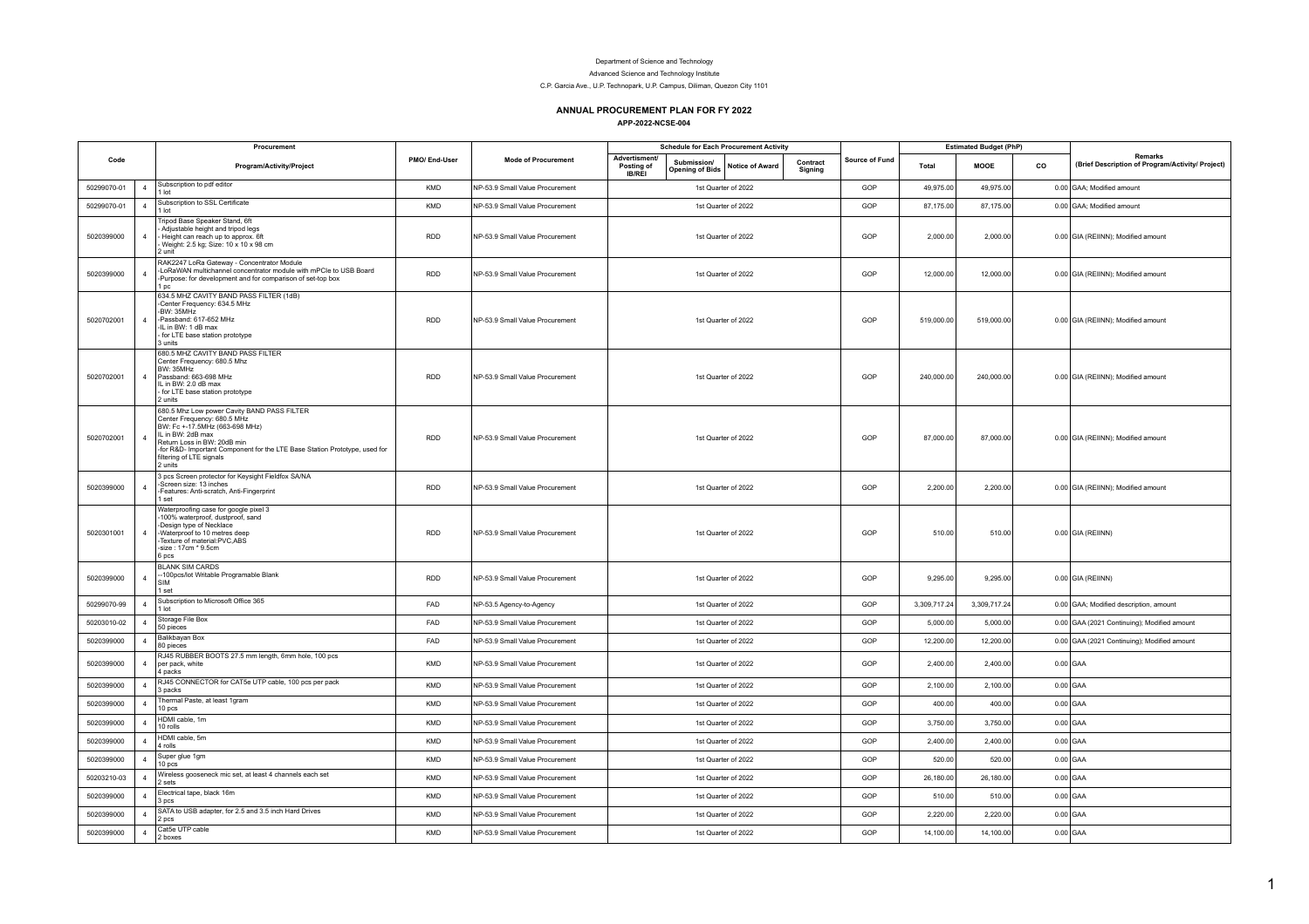Department of Science and Technology

Advanced Science and Technology Institute

C.P. Garcia Ave., U.P. Technopark, U.P. Campus, Diliman, Quezon City 1101

# ANNUAL PROCUREMENT PLAN FOR FY 2022

## APP-2022-NCSE-004

| Code | | Procurement Program/Activity/Project | PMO/ End-User | Mode of Procurement | Schedule for Each Procurement Activity | | | | Source of Fund | Estimated Budget (PhP) | | | Remarks (Brief Description of Program/Activity/ Project) |
|---|---|---|---|---|---|---|---|---|---|---|---|---|---|
| | | | | | Advertisment/ Posting of IB/REI | Submission/ Opening of Bids | Notice of Award | Contract Signing | | Total | MOOE | CO | |
| 50299070-01 | 4 | Subscription to pdf editor<br>1 lot | KMD | NP-53.9 Small Value Procurement | 1st Quarter of 2022 | | | | GOP | 49,975.00 | 49,975.00 | 0.00 | GAA; Modified amount |
| 50299070-01 | 4 | Subscription to SSL Certificate<br>1 lot | KMD | NP-53.9 Small Value Procurement | 1st Quarter of 2022 | | | | GOP | 87,175.00 | 87,175.00 | 0.00 | GAA; Modified amount |
| 5020399000 | 4 | Tripod Base Speaker Stand, 6ft<br>- Adjustable height and tripod legs<br>- Height can reach up to approx. 6ft<br>- Weight: 2.5 kg; Size: 10 x 10 x 98 cm<br>2 unit | RDD | NP-53.9 Small Value Procurement | 1st Quarter of 2022 | | | | GOP | 2,000.00 | 2,000.00 | 0.00 | GIA (REIINN); Modified amount |
| 5020399000 | 4 | RAK2247 LoRa Gateway - Concentrator Module<br>-LoRaWAN multichannel concentrator module with mPCIe to USB Board<br>-Purpose: for development and for comparison of set-top box<br>1 pc | RDD | NP-53.9 Small Value Procurement | 1st Quarter of 2022 | | | | GOP | 12,000.00 | 12,000.00 | 0.00 | GIA (REIINN); Modified amount |
| 5020702001 | 4 | 634.5 MHZ CAVITY BAND PASS FILTER (1dB)<br>-Center Frequency: 634.5 MHz<br>-BW: 35MHz<br>-Passband: 617-652 MHz<br>-IL in BW: 1 dB max<br>- for LTE base station prototype<br>3 units | RDD | NP-53.9 Small Value Procurement | 1st Quarter of 2022 | | | | GOP | 519,000.00 | 519,000.00 | 0.00 | GIA (REIINN); Modified amount |
| 5020702001 | 4 | 680.5 MHZ CAVITY BAND PASS FILTER<br>Center Frequency: 680.5 Mhz<br>BW: 35MHz<br>Passband: 663-698 MHz<br>IL in BW: 2.0 dB max<br>- for LTE base station prototype<br>2 units | RDD | NP-53.9 Small Value Procurement | 1st Quarter of 2022 | | | | GOP | 240,000.00 | 240,000.00 | 0.00 | GIA (REIINN); Modified amount |
| 5020702001 | 4 | 680.5 Mhz Low power Cavity BAND PASS FILTER<br>Center Frequency: 680.5 MHz<br>BW: Fc +-17.5MHz (663-698 MHz)<br>IL in BW: 2dB max<br>Return Loss in BW: 20dB min<br>-for R&D- Important Component for the LTE Base Station Prototype, used for filtering of LTE signals<br>2 units | RDD | NP-53.9 Small Value Procurement | 1st Quarter of 2022 | | | | GOP | 87,000.00 | 87,000.00 | 0.00 | GIA (REIINN); Modified amount |
| 5020399000 | 4 | 3 pcs Screen protector for Keysight Fieldfox SA/NA<br>-Screen size: 13 inches<br>-Features: Anti-scratch, Anti-Fingerprint<br>1 set | RDD | NP-53.9 Small Value Procurement | 1st Quarter of 2022 | | | | GOP | 2,200.00 | 2,200.00 | 0.00 | GIA (REIINN); Modified amount |
| 5020301001 | 4 | Waterproofing case for google pixel 3<br>-100% waterproof, dustproof, sand<br>-Design type of Necklace<br>-Waterproof to 10 metres deep<br>-Texture of material:PVC,ABS<br>-size : 17cm * 9.5cm<br>6 pcs | RDD | NP-53.9 Small Value Procurement | 1st Quarter of 2022 | | | | GOP | 510.00 | 510.00 | 0.00 | GIA (REIINN) |
| 5020399000 | 4 | BLANK SIM CARDS<br>--100pcs/lot Writable Programable Blank SIM<br>1 set | RDD | NP-53.9 Small Value Procurement | 1st Quarter of 2022 | | | | GOP | 9,295.00 | 9,295.00 | 0.00 | GIA (REIINN) |
| 50299070-99 | 4 | Subscription to Microsoft Office 365<br>1 lot | FAD | NP-53.5 Agency-to-Agency | 1st Quarter of 2022 | | | | GOP | 3,309,717.24 | 3,309,717.24 | 0.00 | GAA; Modified description, amount |
| 50203010-02 | 4 | Storage File Box<br>50 pieces | FAD | NP-53.9 Small Value Procurement | 1st Quarter of 2022 | | | | GOP | 5,000.00 | 5,000.00 | 0.00 | GAA (2021 Continuing); Modified amount |
| 5020399000 | 4 | Balikbayan Box<br>80 pieces | FAD | NP-53.9 Small Value Procurement | 1st Quarter of 2022 | | | | GOP | 12,200.00 | 12,200.00 | 0.00 | GAA (2021 Continuing); Modified amount |
| 5020399000 | 4 | RJ45 RUBBER BOOTS 27.5 mm length, 6mm hole, 100 pcs per pack, white<br>4 packs | KMD | NP-53.9 Small Value Procurement | 1st Quarter of 2022 | | | | GOP | 2,400.00 | 2,400.00 | 0.00 | GAA |
| 5020399000 | 4 | RJ45 CONNECTOR for CAT5e UTP cable, 100 pcs per pack<br>3 packs | KMD | NP-53.9 Small Value Procurement | 1st Quarter of 2022 | | | | GOP | 2,100.00 | 2,100.00 | 0.00 | GAA |
| 5020399000 | 4 | Thermal Paste, at least 1gram<br>10 pcs | KMD | NP-53.9 Small Value Procurement | 1st Quarter of 2022 | | | | GOP | 400.00 | 400.00 | 0.00 | GAA |
| 5020399000 | 4 | HDMI cable, 1m<br>10 rolls | KMD | NP-53.9 Small Value Procurement | 1st Quarter of 2022 | | | | GOP | 3,750.00 | 3,750.00 | 0.00 | GAA |
| 5020399000 | 4 | HDMI cable, 5m<br>4 rolls | KMD | NP-53.9 Small Value Procurement | 1st Quarter of 2022 | | | | GOP | 2,400.00 | 2,400.00 | 0.00 | GAA |
| 5020399000 | 4 | Super glue 1gm<br>10 pcs | KMD | NP-53.9 Small Value Procurement | 1st Quarter of 2022 | | | | GOP | 520.00 | 520.00 | 0.00 | GAA |
| 50203210-03 | 4 | Wireless gooseneck mic set, at least 4 channels each set<br>2 sets | KMD | NP-53.9 Small Value Procurement | 1st Quarter of 2022 | | | | GOP | 26,180.00 | 26,180.00 | 0.00 | GAA |
| 5020399000 | 4 | Electrical tape, black 16m<br>3 pcs | KMD | NP-53.9 Small Value Procurement | 1st Quarter of 2022 | | | | GOP | 510.00 | 510.00 | 0.00 | GAA |
| 5020399000 | 4 | SATA to USB adapter, for 2.5 and 3.5 inch Hard Drives<br>2 pcs | KMD | NP-53.9 Small Value Procurement | 1st Quarter of 2022 | | | | GOP | 2,220.00 | 2,220.00 | 0.00 | GAA |
| 5020399000 | 4 | Cat5e UTP cable<br>2 boxes | KMD | NP-53.9 Small Value Procurement | 1st Quarter of 2022 | | | | GOP | 14,100.00 | 14,100.00 | 0.00 | GAA |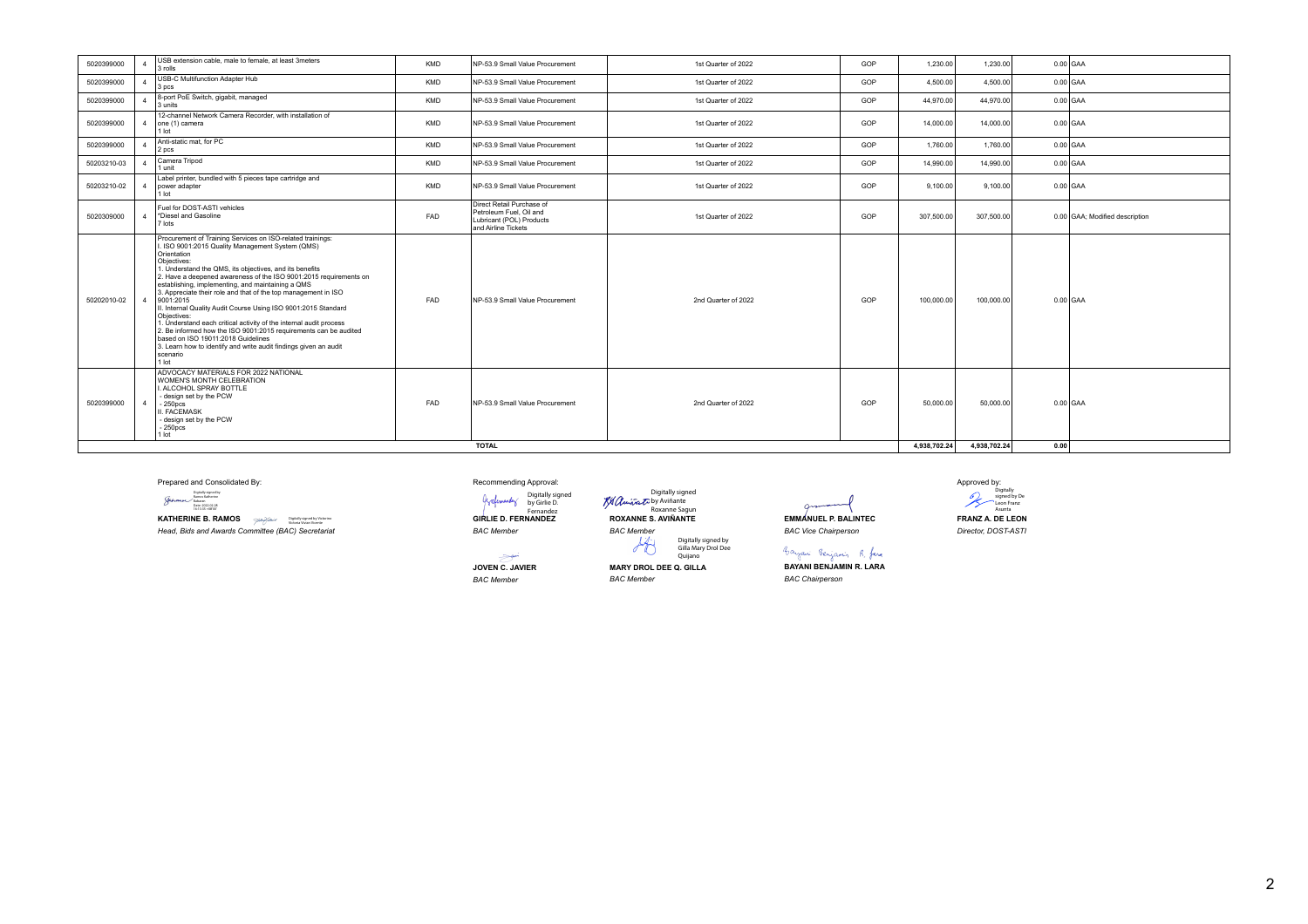| | | | | | | | | | | |
|---|---|---|---|---|---|---|---|---|---|---|
| 5020399000 | 4 | USB extension cable, male to female, at least 3meters<br>3 rolls | KMD | NP-53.9 Small Value Procurement | 1st Quarter of 2022 | GOP | 1,230.00 | 1,230.00 | 0.00 | GAA |
| 5020399000 | 4 | USB-C Multifunction Adapter Hub<br>3 pcs | KMD | NP-53.9 Small Value Procurement | 1st Quarter of 2022 | GOP | 4,500.00 | 4,500.00 | 0.00 | GAA |
| 5020399000 | 4 | 8-port PoE Switch, gigabit, managed<br>3 units | KMD | NP-53.9 Small Value Procurement | 1st Quarter of 2022 | GOP | 44,970.00 | 44,970.00 | 0.00 | GAA |
| 5020399000 | 4 | 12-channel Network Camera Recorder, with installation of one (1) camera<br>1 lot | KMD | NP-53.9 Small Value Procurement | 1st Quarter of 2022 | GOP | 14,000.00 | 14,000.00 | 0.00 | GAA |
| 5020399000 | 4 | Anti-static mat, for PC<br>2 pcs | KMD | NP-53.9 Small Value Procurement | 1st Quarter of 2022 | GOP | 1,760.00 | 1,760.00 | 0.00 | GAA |
| 50203210-03 | 4 | Camera Tripod<br>1 unit | KMD | NP-53.9 Small Value Procurement | 1st Quarter of 2022 | GOP | 14,990.00 | 14,990.00 | 0.00 | GAA |
| 50203210-02 | 4 | Label printer, bundled with 5 pieces tape cartridge and power adapter<br>1 lot | KMD | NP-53.9 Small Value Procurement | 1st Quarter of 2022 | GOP | 9,100.00 | 9,100.00 | 0.00 | GAA |
| 5020309000 | 4 | Fuel for DOST-ASTI vehicles<br>*Diesel and Gasoline<br>7 lots | FAD | Direct Retail Purchase of Petroleum Fuel, Oil and Lubricant (POL) Products and Airline Tickets | 1st Quarter of 2022 | GOP | 307,500.00 | 307,500.00 | 0.00 | GAA; Modified description |
| 50202010-02 | 4 | Procurement of Training Services on ISO-related trainings:<br>I. ISO 9001:2015 Quality Management System (QMS) Orientation<br>Objectives:<br>1. Understand the QMS, its objectives, and its benefits<br>2. Have a deepened awareness of the ISO 9001:2015 requirements on establishing, implementing, and maintaining a QMS<br>3. Appreciate their role and that of the top management in ISO 9001:2015<br>II. Internal Quality Audit Course Using ISO 9001:2015 Standard<br>Objectives:<br>1. Understand each critical activity of the internal audit process<br>2. Be informed how the ISO 9001:2015 requirements can be audited based on ISO 19011:2018 Guidelines<br>3. Learn how to identify and write audit findings given an audit scenario<br>1 lot | FAD | NP-53.9 Small Value Procurement | 2nd Quarter of 2022 | GOP | 100,000.00 | 100,000.00 | 0.00 | GAA |
| 5020399000 | 4 | ADVOCACY MATERIALS FOR 2022 NATIONAL WOMEN'S MONTH CELEBRATION<br>I. ALCOHOL SPRAY BOTTLE<br>- design set by the PCW<br>- 250pcs<br>II. FACEMASK<br>- design set by the PCW<br>- 250pcs<br>1 lot | FAD | NP-53.9 Small Value Procurement | 2nd Quarter of 2022 | GOP | 50,000.00 | 50,000.00 | 0.00 | GAA |
| | | | | **TOTAL** | | | **4,938,702.24** | **4,938,702.24** | **0.00** | |

Prepared and Consolidated By:

**KATHERINE B. RAMOS**
*Head, Bids and Awards Committee (BAC) Secretariat*

Recommending Approval:

**GIRLIE D. FERNANDEZ**
*BAC Member*

**ROXANNE S. AVIÑANTE**
*BAC Member*

**EMMANUEL P. BALINTEC**
*BAC Vice Chairperson*

**JOVEN C. JAVIER**
*BAC Member*

**MARY DROL DEE Q. GILLA**
*BAC Member*

**BAYANI BENJAMIN R. LARA**
*BAC Chairperson*

Approved by:

**FRANZ A. DE LEON**
*Director, DOST-ASTI*